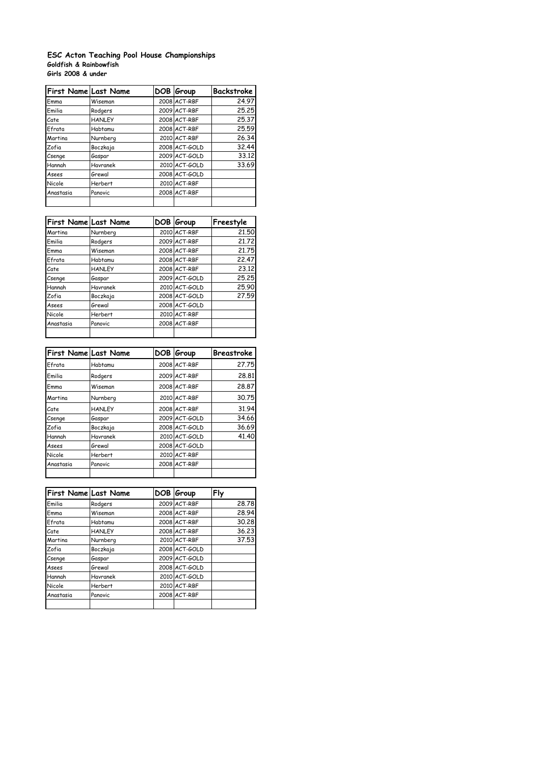**ESC Acton Teaching Pool House Championships**

**Goldfish & Rainbowfish**

**Girls 2008 & under**

| First Name | Last Name | DOB | Group | Backstroke |
|---|---|---|---|---|
| Emma | Wiseman | 2008 | ACT-RBF | 24.97 |
| Emilia | Rodgers | 2009 | ACT-RBF | 25.25 |
| Cate | HANLEY | 2008 | ACT-RBF | 25.37 |
| Efrata | Habtamu | 2008 | ACT-RBF | 25.59 |
| Martina | Nurnberg | 2010 | ACT-RBF | 26.34 |
| Zofia | Boczkaja | 2008 | ACT-GOLD | 32.44 |
| Csenge | Gaspar | 2009 | ACT-GOLD | 33.12 |
| Hannah | Havranek | 2010 | ACT-GOLD | 33.69 |
| Asees | Grewal | 2008 | ACT-GOLD | |
| Nicole | Herbert | 2010 | ACT-RBF | |
| Anastasia | Panovic | 2008 | ACT-RBF | |
| | | | | |

| First Name | Last Name | DOB | Group | Freestyle |
|---|---|---|---|---|
| Martina | Nurnberg | 2010 | ACT-RBF | 21.50 |
| Emilia | Rodgers | 2009 | ACT-RBF | 21.72 |
| Emma | Wiseman | 2008 | ACT-RBF | 21.75 |
| Efrata | Habtamu | 2008 | ACT-RBF | 22.47 |
| Cate | HANLEY | 2008 | ACT-RBF | 23.12 |
| Csenge | Gaspar | 2009 | ACT-GOLD | 25.25 |
| Hannah | Havranek | 2010 | ACT-GOLD | 25.90 |
| Zofia | Boczkaja | 2008 | ACT-GOLD | 27.59 |
| Asees | Grewal | 2008 | ACT-GOLD | |
| Nicole | Herbert | 2010 | ACT-RBF | |
| Anastasia | Panovic | 2008 | ACT-RBF | |
| | | | | |

| First Name | Last Name | DOB | Group | Breastroke |
|---|---|---|---|---|
| Efrata | Habtamu | 2008 | ACT-RBF | 27.75 |
| Emilia | Rodgers | 2009 | ACT-RBF | 28.81 |
| Emma | Wiseman | 2008 | ACT-RBF | 28.87 |
| Martina | Nurnberg | 2010 | ACT-RBF | 30.75 |
| Cate | HANLEY | 2008 | ACT-RBF | 31.94 |
| Csenge | Gaspar | 2009 | ACT-GOLD | 34.66 |
| Zofia | Boczkaja | 2008 | ACT-GOLD | 36.69 |
| Hannah | Havranek | 2010 | ACT-GOLD | 41.40 |
| Asees | Grewal | 2008 | ACT-GOLD | |
| Nicole | Herbert | 2010 | ACT-RBF | |
| Anastasia | Panovic | 2008 | ACT-RBF | |
| | | | | |

| First Name | Last Name | DOB | Group | Fly |
|---|---|---|---|---|
| Emilia | Rodgers | 2009 | ACT-RBF | 28.78 |
| Emma | Wiseman | 2008 | ACT-RBF | 28.94 |
| Efrata | Habtamu | 2008 | ACT-RBF | 30.28 |
| Cate | HANLEY | 2008 | ACT-RBF | 36.23 |
| Martina | Nurnberg | 2010 | ACT-RBF | 37.53 |
| Zofia | Boczkaja | 2008 | ACT-GOLD | |
| Csenge | Gaspar | 2009 | ACT-GOLD | |
| Asees | Grewal | 2008 | ACT-GOLD | |
| Hannah | Havranek | 2010 | ACT-GOLD | |
| Nicole | Herbert | 2010 | ACT-RBF | |
| Anastasia | Panovic | 2008 | ACT-RBF | |
| | | | | |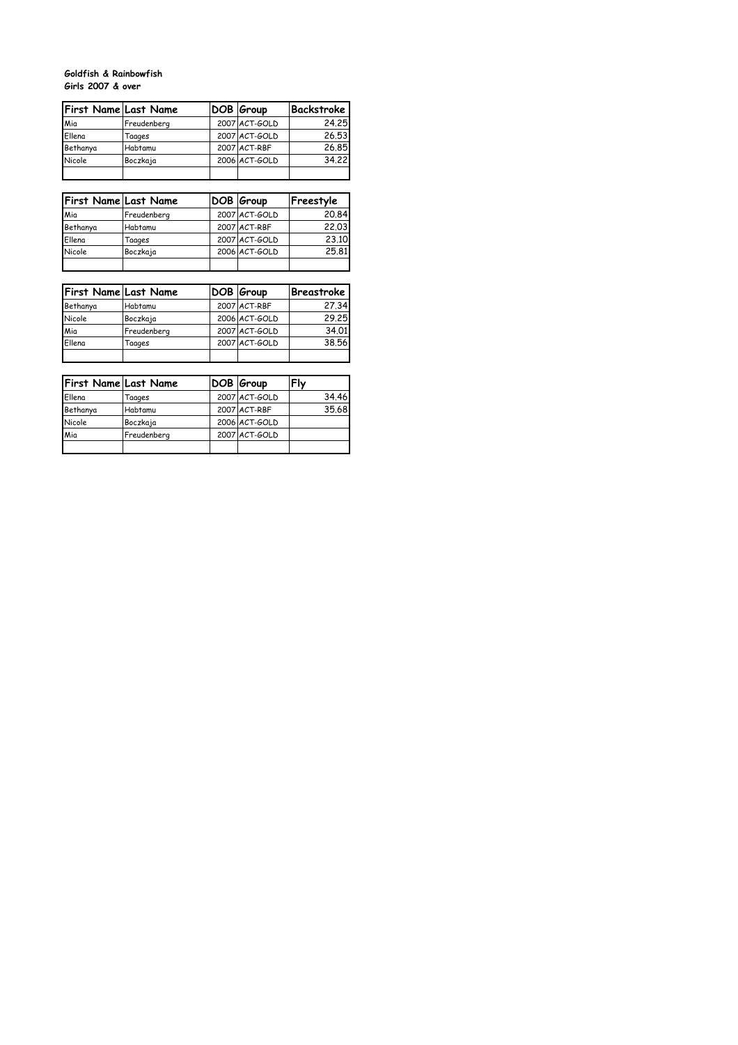**Goldfish & Rainbowfish**
**Girls 2007 & over**

| First Name | Last Name | DOB | Group | Backstroke |
|---|---|---|---|---|
| Mia | Freudenberg | 2007 | ACT-GOLD | 24.25 |
| Ellena | Taages | 2007 | ACT-GOLD | 26.53 |
| Bethanya | Habtamu | 2007 | ACT-RBF | 26.85 |
| Nicole | Boczkaja | 2006 | ACT-GOLD | 34.22 |
| | | | | |

| First Name | Last Name | DOB | Group | Freestyle |
|---|---|---|---|---|
| Mia | Freudenberg | 2007 | ACT-GOLD | 20.84 |
| Bethanya | Habtamu | 2007 | ACT-RBF | 22.03 |
| Ellena | Taages | 2007 | ACT-GOLD | 23.10 |
| Nicole | Boczkaja | 2006 | ACT-GOLD | 25.81 |
| | | | | |

| First Name | Last Name | DOB | Group | Breastroke |
|---|---|---|---|---|
| Bethanya | Habtamu | 2007 | ACT-RBF | 27.34 |
| Nicole | Boczkaja | 2006 | ACT-GOLD | 29.25 |
| Mia | Freudenberg | 2007 | ACT-GOLD | 34.01 |
| Ellena | Taages | 2007 | ACT-GOLD | 38.56 |
| | | | | |

| First Name | Last Name | DOB | Group | Fly |
|---|---|---|---|---|
| Ellena | Taages | 2007 | ACT-GOLD | 34.46 |
| Bethanya | Habtamu | 2007 | ACT-RBF | 35.68 |
| Nicole | Boczkaja | 2006 | ACT-GOLD | |
| Mia | Freudenberg | 2007 | ACT-GOLD | |
| | | | | |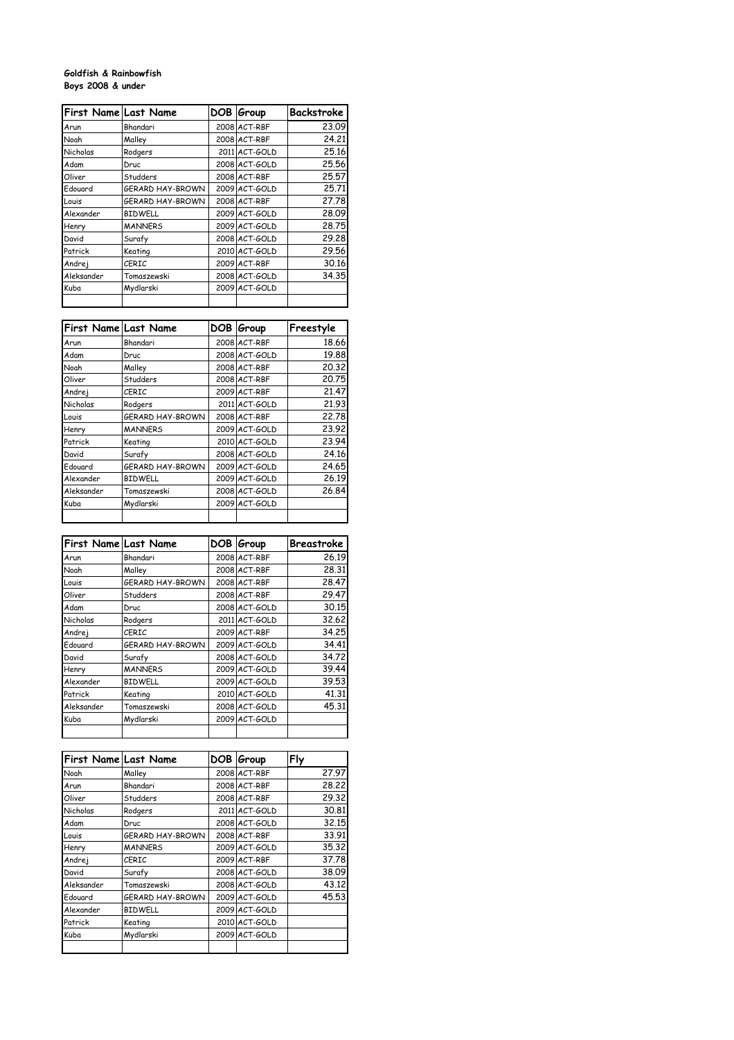**Goldfish & Rainbowfish**
**Boys 2008 & under**

| First Name | Last Name | DOB | Group | Backstroke |
|---|---|---|---|---|
| Arun | Bhandari | 2008 | ACT-RBF | 23.09 |
| Noah | Malley | 2008 | ACT-RBF | 24.21 |
| Nicholas | Rodgers | 2011 | ACT-GOLD | 25.16 |
| Adam | Druc | 2008 | ACT-GOLD | 25.56 |
| Oliver | Studders | 2008 | ACT-RBF | 25.57 |
| Edouard | GERARD HAY-BROWN | 2009 | ACT-GOLD | 25.71 |
| Louis | GERARD HAY-BROWN | 2008 | ACT-RBF | 27.78 |
| Alexander | BIDWELL | 2009 | ACT-GOLD | 28.09 |
| Henry | MANNERS | 2009 | ACT-GOLD | 28.75 |
| David | Surafy | 2008 | ACT-GOLD | 29.28 |
| Patrick | Keating | 2010 | ACT-GOLD | 29.56 |
| Andrej | CERIC | 2009 | ACT-RBF | 30.16 |
| Aleksander | Tomaszewski | 2008 | ACT-GOLD | 34.35 |
| Kuba | Mydlarski | 2009 | ACT-GOLD | |
| | | | | |

| First Name | Last Name | DOB | Group | Freestyle |
|---|---|---|---|---|
| Arun | Bhandari | 2008 | ACT-RBF | 18.66 |
| Adam | Druc | 2008 | ACT-GOLD | 19.88 |
| Noah | Malley | 2008 | ACT-RBF | 20.32 |
| Oliver | Studders | 2008 | ACT-RBF | 20.75 |
| Andrej | CERIC | 2009 | ACT-RBF | 21.47 |
| Nicholas | Rodgers | 2011 | ACT-GOLD | 21.93 |
| Louis | GERARD HAY-BROWN | 2008 | ACT-RBF | 22.78 |
| Henry | MANNERS | 2009 | ACT-GOLD | 23.92 |
| Patrick | Keating | 2010 | ACT-GOLD | 23.94 |
| David | Surafy | 2008 | ACT-GOLD | 24.16 |
| Edouard | GERARD HAY-BROWN | 2009 | ACT-GOLD | 24.65 |
| Alexander | BIDWELL | 2009 | ACT-GOLD | 26.19 |
| Aleksander | Tomaszewski | 2008 | ACT-GOLD | 26.84 |
| Kuba | Mydlarski | 2009 | ACT-GOLD | |
| | | | | |

| First Name | Last Name | DOB | Group | Breastroke |
|---|---|---|---|---|
| Arun | Bhandari | 2008 | ACT-RBF | 26.19 |
| Noah | Malley | 2008 | ACT-RBF | 28.31 |
| Louis | GERARD HAY-BROWN | 2008 | ACT-RBF | 28.47 |
| Oliver | Studders | 2008 | ACT-RBF | 29.47 |
| Adam | Druc | 2008 | ACT-GOLD | 30.15 |
| Nicholas | Rodgers | 2011 | ACT-GOLD | 32.62 |
| Andrej | CERIC | 2009 | ACT-RBF | 34.25 |
| Edouard | GERARD HAY-BROWN | 2009 | ACT-GOLD | 34.41 |
| David | Surafy | 2008 | ACT-GOLD | 34.72 |
| Henry | MANNERS | 2009 | ACT-GOLD | 39.44 |
| Alexander | BIDWELL | 2009 | ACT-GOLD | 39.53 |
| Patrick | Keating | 2010 | ACT-GOLD | 41.31 |
| Aleksander | Tomaszewski | 2008 | ACT-GOLD | 45.31 |
| Kuba | Mydlarski | 2009 | ACT-GOLD | |
| | | | | |

| First Name | Last Name | DOB | Group | Fly |
|---|---|---|---|---|
| Noah | Malley | 2008 | ACT-RBF | 27.97 |
| Arun | Bhandari | 2008 | ACT-RBF | 28.22 |
| Oliver | Studders | 2008 | ACT-RBF | 29.32 |
| Nicholas | Rodgers | 2011 | ACT-GOLD | 30.81 |
| Adam | Druc | 2008 | ACT-GOLD | 32.15 |
| Louis | GERARD HAY-BROWN | 2008 | ACT-RBF | 33.91 |
| Henry | MANNERS | 2009 | ACT-GOLD | 35.32 |
| Andrej | CERIC | 2009 | ACT-RBF | 37.78 |
| David | Surafy | 2008 | ACT-GOLD | 38.09 |
| Aleksander | Tomaszewski | 2008 | ACT-GOLD | 43.12 |
| Edouard | GERARD HAY-BROWN | 2009 | ACT-GOLD | 45.53 |
| Alexander | BIDWELL | 2009 | ACT-GOLD | |
| Patrick | Keating | 2010 | ACT-GOLD | |
| Kuba | Mydlarski | 2009 | ACT-GOLD | |
| | | | | |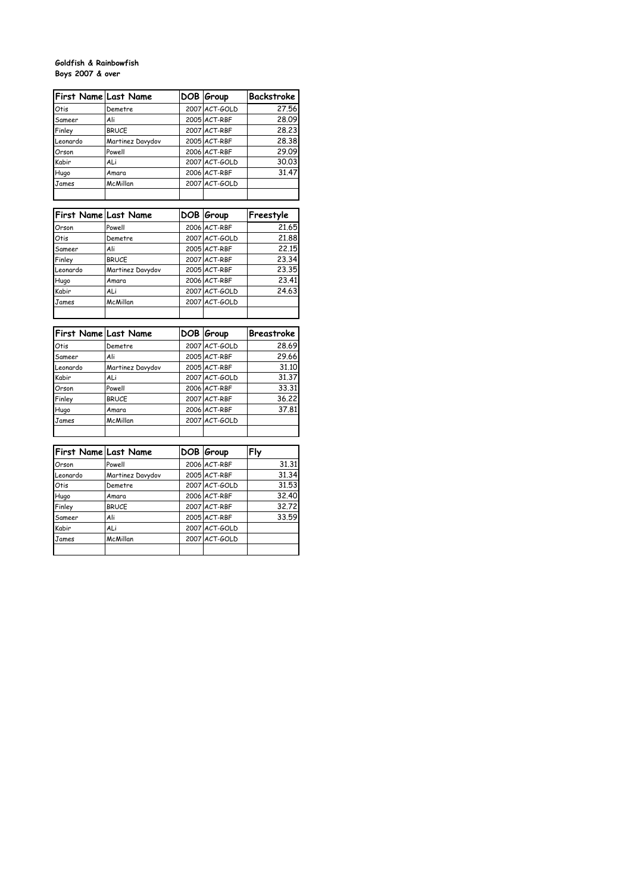**Goldfish & Rainbowfish**
**Boys 2007 & over**

| First Name | Last Name | DOB | Group | Backstroke |
|---|---|---|---|---|
| Otis | Demetre | 2007 | ACT-GOLD | 27.56 |
| Sameer | Ali | 2005 | ACT-RBF | 28.09 |
| Finley | BRUCE | 2007 | ACT-RBF | 28.23 |
| Leonardo | Martinez Davydov | 2005 | ACT-RBF | 28.38 |
| Orson | Powell | 2006 | ACT-RBF | 29.09 |
| Kabir | ALi | 2007 | ACT-GOLD | 30.03 |
| Hugo | Amara | 2006 | ACT-RBF | 31.47 |
| James | McMillan | 2007 | ACT-GOLD | |
| | | | | |

| First Name | Last Name | DOB | Group | Freestyle |
|---|---|---|---|---|
| Orson | Powell | 2006 | ACT-RBF | 21.65 |
| Otis | Demetre | 2007 | ACT-GOLD | 21.88 |
| Sameer | Ali | 2005 | ACT-RBF | 22.15 |
| Finley | BRUCE | 2007 | ACT-RBF | 23.34 |
| Leonardo | Martinez Davydov | 2005 | ACT-RBF | 23.35 |
| Hugo | Amara | 2006 | ACT-RBF | 23.41 |
| Kabir | ALi | 2007 | ACT-GOLD | 24.63 |
| James | McMillan | 2007 | ACT-GOLD | |
| | | | | |

| First Name | Last Name | DOB | Group | Breastroke |
|---|---|---|---|---|
| Otis | Demetre | 2007 | ACT-GOLD | 28.69 |
| Sameer | Ali | 2005 | ACT-RBF | 29.66 |
| Leonardo | Martinez Davydov | 2005 | ACT-RBF | 31.10 |
| Kabir | ALi | 2007 | ACT-GOLD | 31.37 |
| Orson | Powell | 2006 | ACT-RBF | 33.31 |
| Finley | BRUCE | 2007 | ACT-RBF | 36.22 |
| Hugo | Amara | 2006 | ACT-RBF | 37.81 |
| James | McMillan | 2007 | ACT-GOLD | |
| | | | | |

| First Name | Last Name | DOB | Group | Fly |
|---|---|---|---|---|
| Orson | Powell | 2006 | ACT-RBF | 31.31 |
| Leonardo | Martinez Davydov | 2005 | ACT-RBF | 31.34 |
| Otis | Demetre | 2007 | ACT-GOLD | 31.53 |
| Hugo | Amara | 2006 | ACT-RBF | 32.40 |
| Finley | BRUCE | 2007 | ACT-RBF | 32.72 |
| Sameer | Ali | 2005 | ACT-RBF | 33.59 |
| Kabir | ALi | 2007 | ACT-GOLD | |
| James | McMillan | 2007 | ACT-GOLD | |
| | | | | |